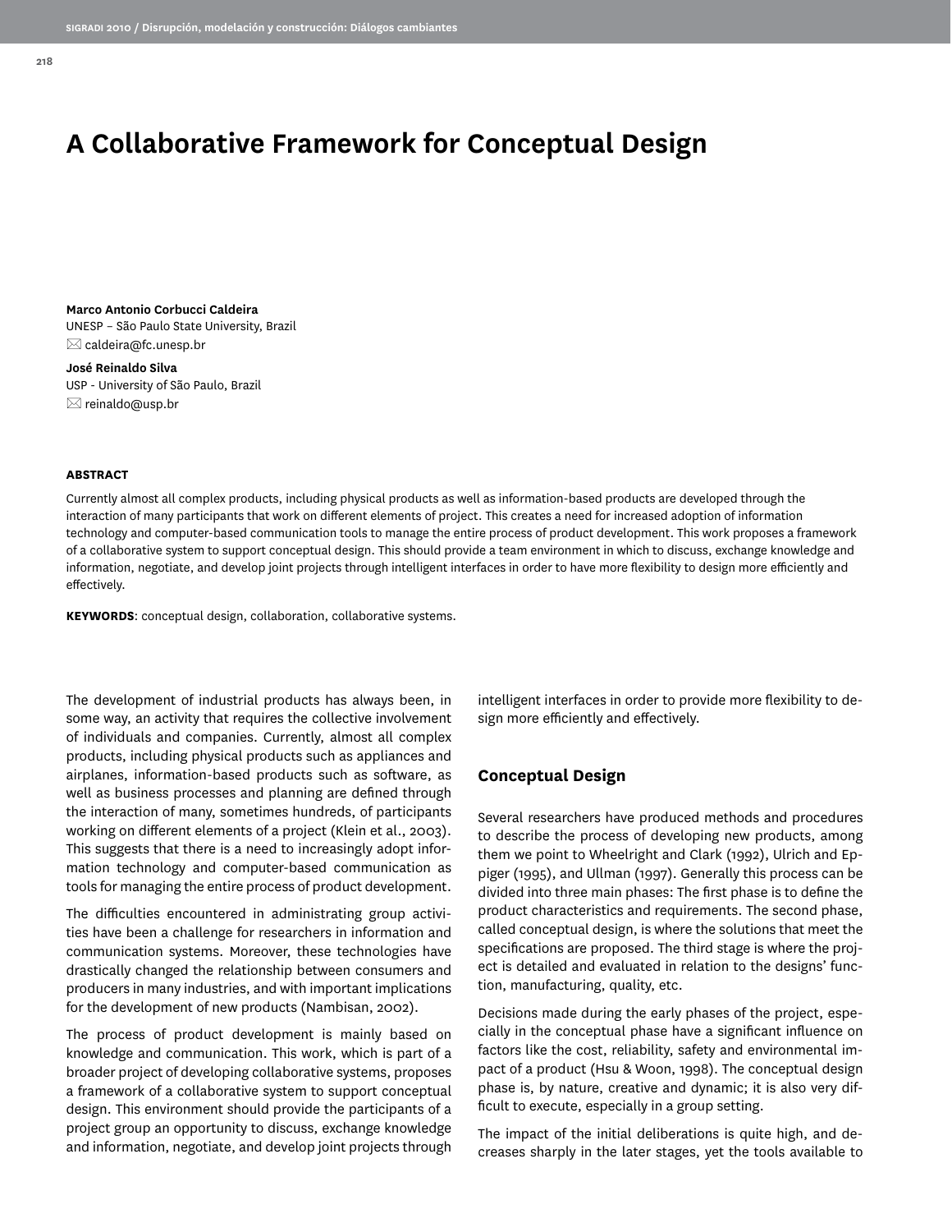# A Collaborative Framework for Conceptual Design

**Marco Antonio Corbucci Caldeira**
UNESP – São Paulo State University, Brazil
caldeira@fc.unesp.br

**José Reinaldo Silva**
USP - University of São Paulo, Brazil
reinaldo@usp.br

**ABSTRACT**

Currently almost all complex products, including physical products as well as information-based products are developed through the interaction of many participants that work on different elements of project. This creates a need for increased adoption of information technology and computer-based communication tools to manage the entire process of product development. This work proposes a framework of a collaborative system to support conceptual design. This should provide a team environment in which to discuss, exchange knowledge and information, negotiate, and develop joint projects through intelligent interfaces in order to have more flexibility to design more efficiently and effectively.

**KEYWORDS**: conceptual design, collaboration, collaborative systems.

The development of industrial products has always been, in some way, an activity that requires the collective involvement of individuals and companies. Currently, almost all complex products, including physical products such as appliances and airplanes, information-based products such as software, as well as business processes and planning are defined through the interaction of many, sometimes hundreds, of participants working on different elements of a project (Klein et al., 2003). This suggests that there is a need to increasingly adopt information technology and computer-based communication as tools for managing the entire process of product development.

The difficulties encountered in administrating group activities have been a challenge for researchers in information and communication systems. Moreover, these technologies have drastically changed the relationship between consumers and producers in many industries, and with important implications for the development of new products (Nambisan, 2002).

The process of product development is mainly based on knowledge and communication. This work, which is part of a broader project of developing collaborative systems, proposes a framework of a collaborative system to support conceptual design. This environment should provide the participants of a project group an opportunity to discuss, exchange knowledge and information, negotiate, and develop joint projects through intelligent interfaces in order to provide more flexibility to design more efficiently and effectively.

## Conceptual Design

Several researchers have produced methods and procedures to describe the process of developing new products, among them we point to Wheelright and Clark (1992), Ulrich and Eppiger (1995), and Ullman (1997). Generally this process can be divided into three main phases: The first phase is to define the product characteristics and requirements. The second phase, called conceptual design, is where the solutions that meet the specifications are proposed. The third stage is where the project is detailed and evaluated in relation to the designs' function, manufacturing, quality, etc.

Decisions made during the early phases of the project, especially in the conceptual phase have a significant influence on factors like the cost, reliability, safety and environmental impact of a product (Hsu & Woon, 1998). The conceptual design phase is, by nature, creative and dynamic; it is also very difficult to execute, especially in a group setting.

The impact of the initial deliberations is quite high, and decreases sharply in the later stages, yet the tools available to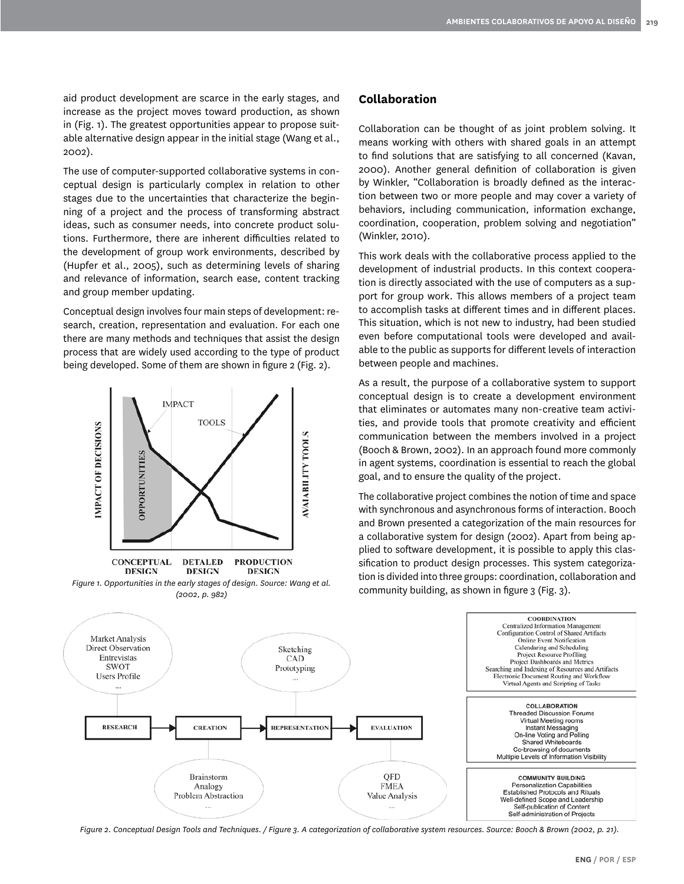aid product development are scarce in the early stages, and increase as the project moves toward production, as shown in (Fig. 1). The greatest opportunities appear to propose suitable alternative design appear in the initial stage (Wang et al., 2002).

The use of computer-supported collaborative systems in conceptual design is particularly complex in relation to other stages due to the uncertainties that characterize the beginning of a project and the process of transforming abstract ideas, such as consumer needs, into concrete product solutions. Furthermore, there are inherent difficulties related to the development of group work environments, described by (Hupfer et al., 2005), such as determining levels of sharing and relevance of information, search ease, content tracking and group member updating.

Conceptual design involves four main steps of development: research, creation, representation and evaluation. For each one there are many methods and techniques that assist the design process that are widely used according to the type of product being developed. Some of them are shown in figure 2 (Fig. 2).

*Figure 1. Opportunities in the early stages of design. Source: Wang et al. (2002, p. 982)*

## Collaboration

Collaboration can be thought of as joint problem solving. It means working with others with shared goals in an attempt to find solutions that are satisfying to all concerned (Kavan, 2000). Another general definition of collaboration is given by Winkler, "Collaboration is broadly defined as the interaction between two or more people and may cover a variety of behaviors, including communication, information exchange, coordination, cooperation, problem solving and negotiation" (Winkler, 2010).

This work deals with the collaborative process applied to the development of industrial products. In this context cooperation is directly associated with the use of computers as a support for group work. This allows members of a project team to accomplish tasks at different times and in different places. This situation, which is not new to industry, had been studied even before computational tools were developed and available to the public as supports for different levels of interaction between people and machines.

As a result, the purpose of a collaborative system to support conceptual design is to create a development environment that eliminates or automates many non-creative team activities, and provide tools that promote creativity and efficient communication between the members involved in a project (Booch & Brown, 2002). In an approach found more commonly in agent systems, coordination is essential to reach the global goal, and to ensure the quality of the project.

The collaborative project combines the notion of time and space with synchronous and asynchronous forms of interaction. Booch and Brown presented a categorization of the main resources for a collaborative system for design (2002). Apart from being applied to software development, it is possible to apply this classification to product design processes. This system categorization is divided into three groups: coordination, collaboration and community building, as shown in figure 3 (Fig. 3).

*Figure 2. Conceptual Design Tools and Techniques. / Figure 3. A categorization of collaborative system resources. Source: Booch & Brown (2002, p. 21).*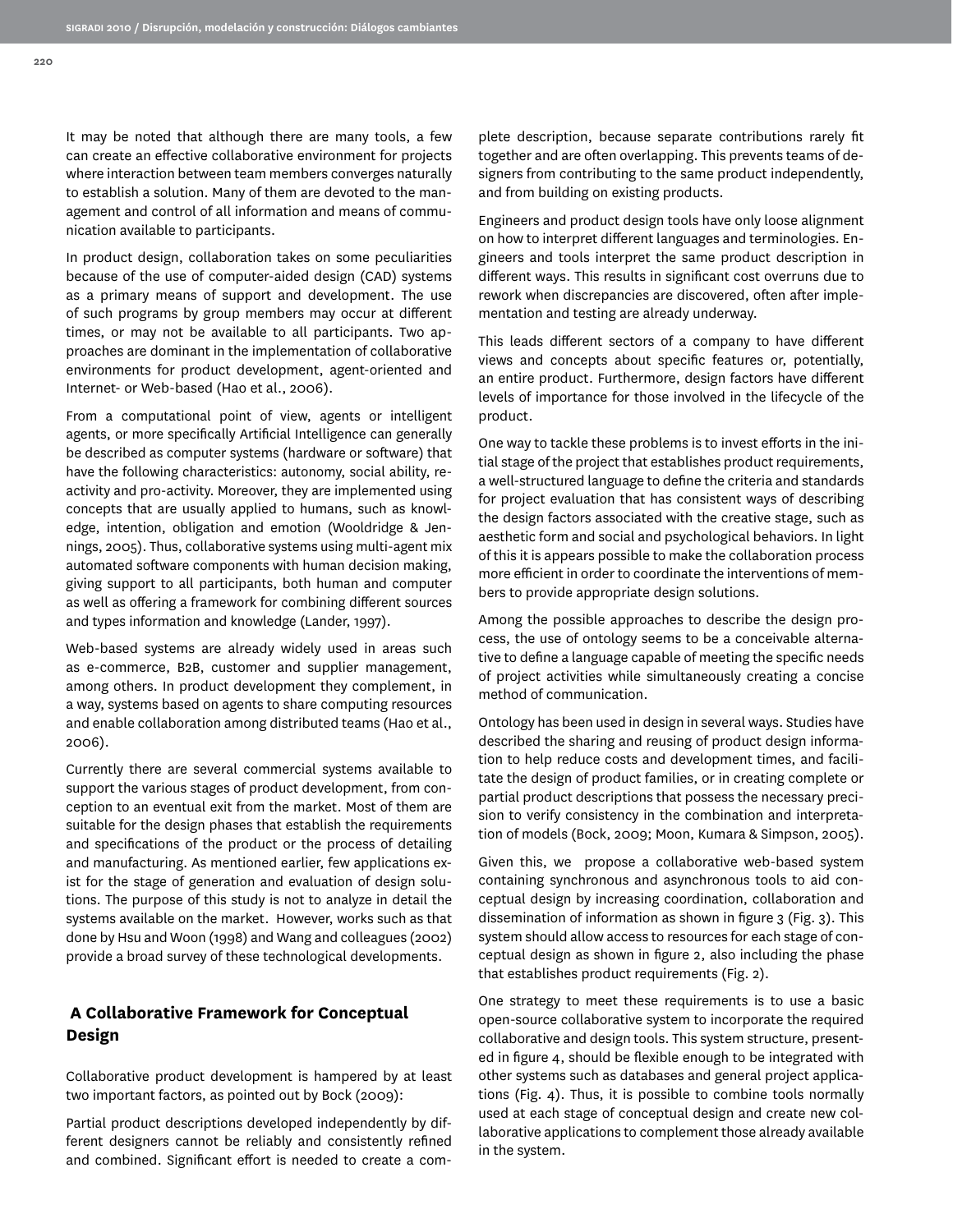It may be noted that although there are many tools, a few can create an effective collaborative environment for projects where interaction between team members converges naturally to establish a solution. Many of them are devoted to the management and control of all information and means of communication available to participants.

In product design, collaboration takes on some peculiarities because of the use of computer-aided design (CAD) systems as a primary means of support and development. The use of such programs by group members may occur at different times, or may not be available to all participants. Two approaches are dominant in the implementation of collaborative environments for product development, agent-oriented and Internet- or Web-based (Hao et al., 2006).

From a computational point of view, agents or intelligent agents, or more specifically Artificial Intelligence can generally be described as computer systems (hardware or software) that have the following characteristics: autonomy, social ability, reactivity and pro-activity. Moreover, they are implemented using concepts that are usually applied to humans, such as knowledge, intention, obligation and emotion (Wooldridge & Jennings, 2005). Thus, collaborative systems using multi-agent mix automated software components with human decision making, giving support to all participants, both human and computer as well as offering a framework for combining different sources and types information and knowledge (Lander, 1997).

Web-based systems are already widely used in areas such as e-commerce, B2B, customer and supplier management, among others. In product development they complement, in a way, systems based on agents to share computing resources and enable collaboration among distributed teams (Hao et al., 2006).

Currently there are several commercial systems available to support the various stages of product development, from conception to an eventual exit from the market. Most of them are suitable for the design phases that establish the requirements and specifications of the product or the process of detailing and manufacturing. As mentioned earlier, few applications exist for the stage of generation and evaluation of design solutions. The purpose of this study is not to analyze in detail the systems available on the market. However, works such as that done by Hsu and Woon (1998) and Wang and colleagues (2002) provide a broad survey of these technological developments.

## A Collaborative Framework for Conceptual Design

Collaborative product development is hampered by at least two important factors, as pointed out by Bock (2009):

Partial product descriptions developed independently by different designers cannot be reliably and consistently refined and combined. Significant effort is needed to create a complete description, because separate contributions rarely fit together and are often overlapping. This prevents teams of designers from contributing to the same product independently, and from building on existing products.

Engineers and product design tools have only loose alignment on how to interpret different languages and terminologies. Engineers and tools interpret the same product description in different ways. This results in significant cost overruns due to rework when discrepancies are discovered, often after implementation and testing are already underway.

This leads different sectors of a company to have different views and concepts about specific features or, potentially, an entire product. Furthermore, design factors have different levels of importance for those involved in the lifecycle of the product.

One way to tackle these problems is to invest efforts in the initial stage of the project that establishes product requirements, a well-structured language to define the criteria and standards for project evaluation that has consistent ways of describing the design factors associated with the creative stage, such as aesthetic form and social and psychological behaviors. In light of this it is appears possible to make the collaboration process more efficient in order to coordinate the interventions of members to provide appropriate design solutions.

Among the possible approaches to describe the design process, the use of ontology seems to be a conceivable alternative to define a language capable of meeting the specific needs of project activities while simultaneously creating a concise method of communication.

Ontology has been used in design in several ways. Studies have described the sharing and reusing of product design information to help reduce costs and development times, and facilitate the design of product families, or in creating complete or partial product descriptions that possess the necessary precision to verify consistency in the combination and interpretation of models (Bock, 2009; Moon, Kumara & Simpson, 2005).

Given this, we propose a collaborative web-based system containing synchronous and asynchronous tools to aid conceptual design by increasing coordination, collaboration and dissemination of information as shown in figure 3 (Fig. 3). This system should allow access to resources for each stage of conceptual design as shown in figure 2, also including the phase that establishes product requirements (Fig. 2).

One strategy to meet these requirements is to use a basic open-source collaborative system to incorporate the required collaborative and design tools. This system structure, presented in figure 4, should be flexible enough to be integrated with other systems such as databases and general project applications (Fig. 4). Thus, it is possible to combine tools normally used at each stage of conceptual design and create new collaborative applications to complement those already available in the system.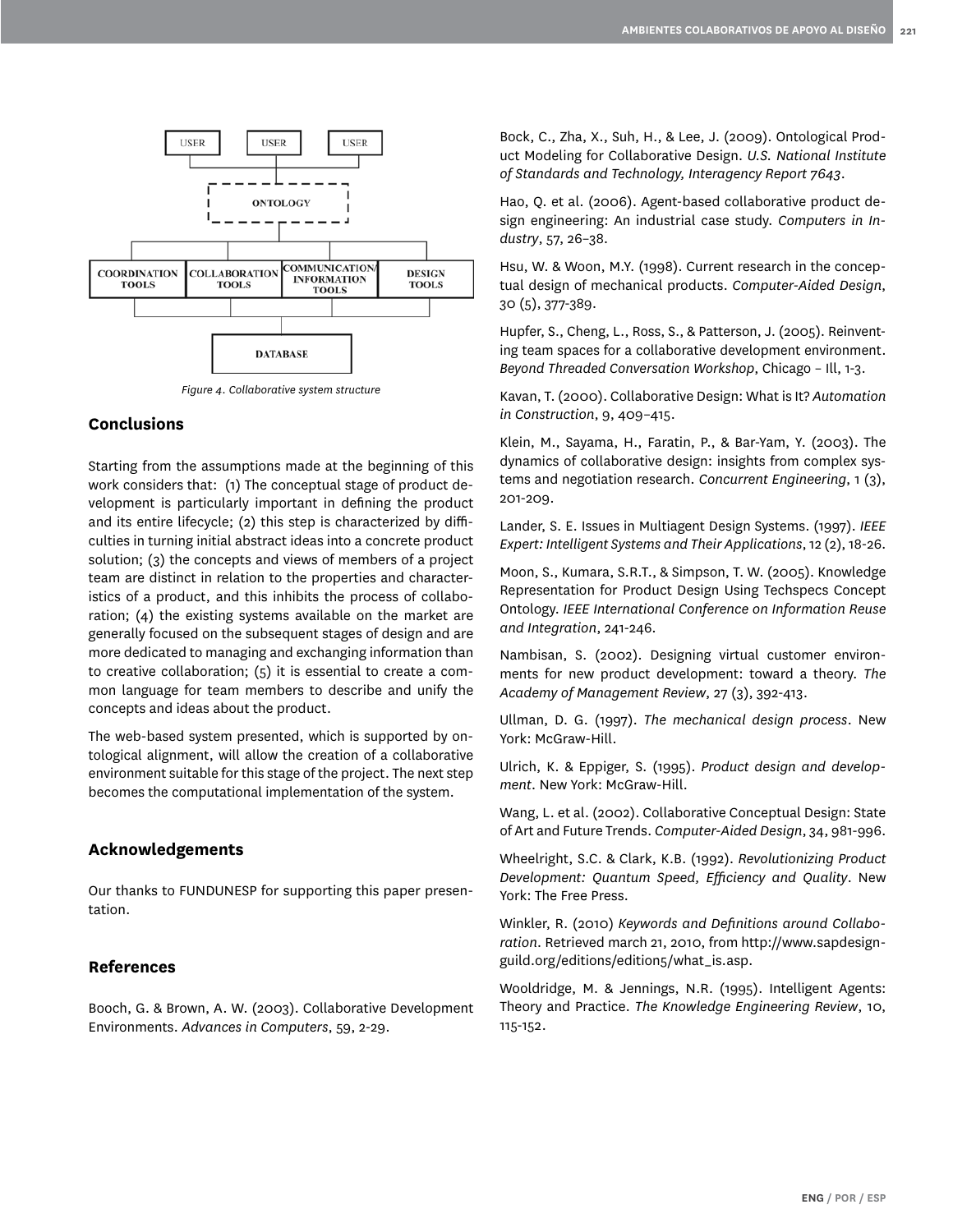USER

USER

USER

ONTOLOGY

COORDINATION TOOLS

COLLABORATION TOOLS

COMMUNICATION/ INFORMATION TOOLS

DESIGN TOOLS

DATABASE

*Figure 4. Collaborative system structure*

## Conclusions

Starting from the assumptions made at the beginning of this work considers that: (1) The conceptual stage of product development is particularly important in defining the product and its entire lifecycle; (2) this step is characterized by difficulties in turning initial abstract ideas into a concrete product solution; (3) the concepts and views of members of a project team are distinct in relation to the properties and characteristics of a product, and this inhibits the process of collaboration; (4) the existing systems available on the market are generally focused on the subsequent stages of design and are more dedicated to managing and exchanging information than to creative collaboration; (5) it is essential to create a common language for team members to describe and unify the concepts and ideas about the product.

The web-based system presented, which is supported by ontological alignment, will allow the creation of a collaborative environment suitable for this stage of the project. The next step becomes the computational implementation of the system.

## Acknowledgements

Our thanks to FUNDUNESP for supporting this paper presentation.

## References

Booch, G. & Brown, A. W. (2003). Collaborative Development Environments. *Advances in Computers*, 59, 2-29.

Bock, C., Zha, X., Suh, H., & Lee, J. (2009). Ontological Product Modeling for Collaborative Design. *U.S. National Institute of Standards and Technology, Interagency Report 7643*.

Hao, Q. et al. (2006). Agent-based collaborative product design engineering: An industrial case study. *Computers in Industry*, 57, 26–38.

Hsu, W. & Woon, M.Y. (1998). Current research in the conceptual design of mechanical products. *Computer-Aided Design*, 30 (5), 377-389.

Hupfer, S., Cheng, L., Ross, S., & Patterson, J. (2005). Reinventing team spaces for a collaborative development environment. *Beyond Threaded Conversation Workshop*, Chicago – Ill, 1-3.

Kavan, T. (2000). Collaborative Design: What is It? *Automation in Construction*, 9, 409–415.

Klein, M., Sayama, H., Faratin, P., & Bar-Yam, Y. (2003). The dynamics of collaborative design: insights from complex systems and negotiation research. *Concurrent Engineering*, 1 (3), 201-209.

Lander, S. E. Issues in Multiagent Design Systems. (1997). *IEEE Expert: Intelligent Systems and Their Applications*, 12 (2), 18-26.

Moon, S., Kumara, S.R.T., & Simpson, T. W. (2005). Knowledge Representation for Product Design Using Techspecs Concept Ontology. *IEEE International Conference on Information Reuse and Integration*, 241-246.

Nambisan, S. (2002). Designing virtual customer environments for new product development: toward a theory. *The Academy of Management Review*, 27 (3), 392-413.

Ullman, D. G. (1997). *The mechanical design process*. New York: McGraw-Hill.

Ulrich, K. & Eppiger, S. (1995). *Product design and development*. New York: McGraw-Hill.

Wang, L. et al. (2002). Collaborative Conceptual Design: State of Art and Future Trends. *Computer-Aided Design*, 34, 981-996.

Wheelright, S.C. & Clark, K.B. (1992). *Revolutionizing Product Development: Quantum Speed, Efficiency and Quality*. New York: The Free Press.

Winkler, R. (2010) *Keywords and Definitions around Collaboration*. Retrieved march 21, 2010, from http://www.sapdesignguild.org/editions/edition5/what_is.asp.

Wooldridge, M. & Jennings, N.R. (1995). Intelligent Agents: Theory and Practice. *The Knowledge Engineering Review*, 10, 115-152.